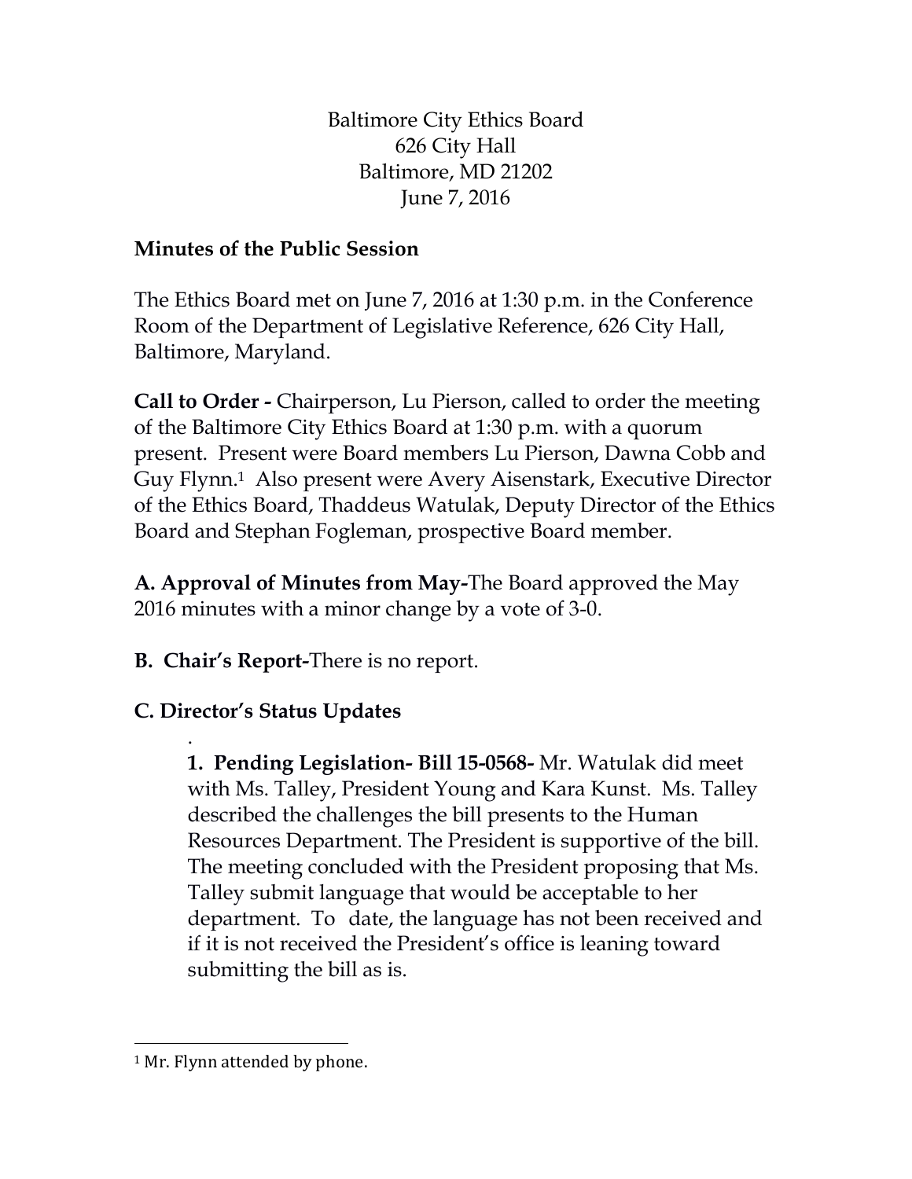Baltimore City Ethics Board
626 City Hall
Baltimore, MD 21202
June 7, 2016

**Minutes of the Public Session**

The Ethics Board met on June 7, 2016 at 1:30 p.m. in the Conference Room of the Department of Legislative Reference, 626 City Hall, Baltimore, Maryland.

**Call to Order -** Chairperson, Lu Pierson, called to order the meeting of the Baltimore City Ethics Board at 1:30 p.m. with a quorum present. Present were Board members Lu Pierson, Dawna Cobb and Guy Flynn.[1] Also present were Avery Aisenstark, Executive Director of the Ethics Board, Thaddeus Watulak, Deputy Director of the Ethics Board and Stephan Fogleman, prospective Board member.

**A. Approval of Minutes from May-**The Board approved the May 2016 minutes with a minor change by a vote of 3-0.

**B. Chair's Report-**There is no report.

**C. Director's Status Updates**

.

**1. Pending Legislation- Bill 15-0568-** Mr. Watulak did meet with Ms. Talley, President Young and Kara Kunst. Ms. Talley described the challenges the bill presents to the Human Resources Department. The President is supportive of the bill. The meeting concluded with the President proposing that Ms. Talley submit language that would be acceptable to her department. To date, the language has not been received and if it is not received the President's office is leaning toward submitting the bill as is.

[1] Mr. Flynn attended by phone.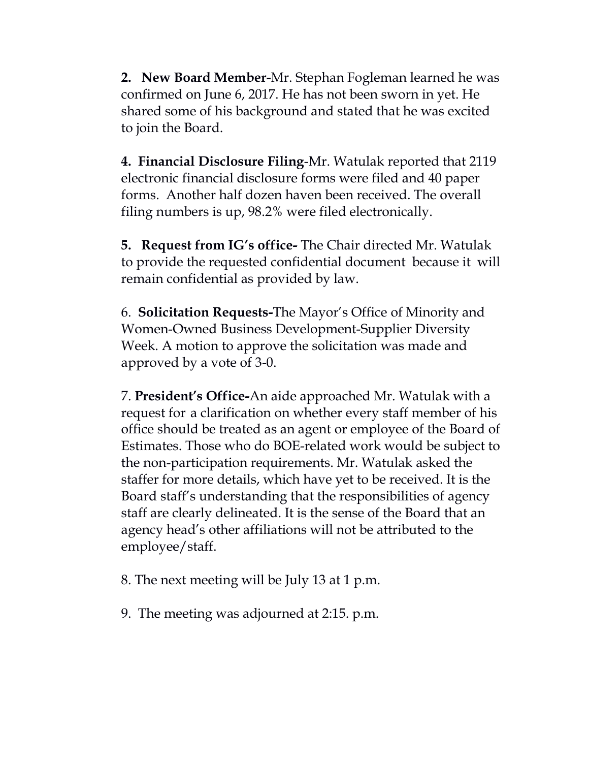**2. New Board Member-**Mr. Stephan Fogleman learned he was confirmed on June 6, 2017. He has not been sworn in yet. He shared some of his background and stated that he was excited to join the Board.

**4. Financial Disclosure Filing**-Mr. Watulak reported that 2119 electronic financial disclosure forms were filed and 40 paper forms. Another half dozen haven been received. The overall filing numbers is up, 98.2% were filed electronically.

**5. Request from IG's office-** The Chair directed Mr. Watulak to provide the requested confidential document because it will remain confidential as provided by law.

6. **Solicitation Requests-**The Mayor's Office of Minority and Women-Owned Business Development-Supplier Diversity Week. A motion to approve the solicitation was made and approved by a vote of 3-0.

7. **President's Office-**An aide approached Mr. Watulak with a request for a clarification on whether every staff member of his office should be treated as an agent or employee of the Board of Estimates. Those who do BOE-related work would be subject to the non-participation requirements. Mr. Watulak asked the staffer for more details, which have yet to be received. It is the Board staff's understanding that the responsibilities of agency staff are clearly delineated. It is the sense of the Board that an agency head's other affiliations will not be attributed to the employee/staff.

8. The next meeting will be July 13 at 1 p.m.

9. The meeting was adjourned at 2:15. p.m.